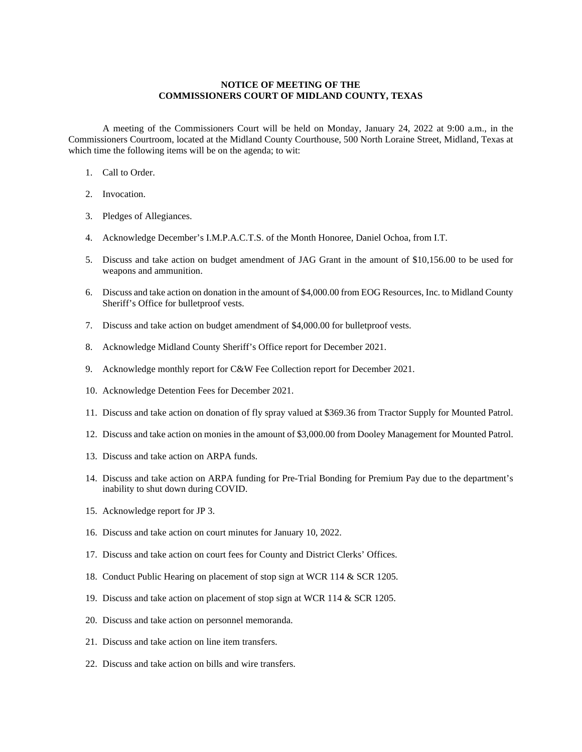**NOTICE OF MEETING OF THE**
**COMMISSIONERS COURT OF MIDLAND COUNTY, TEXAS**

A meeting of the Commissioners Court will be held on Monday, January 24, 2022 at 9:00 a.m., in the Commissioners Courtroom, located at the Midland County Courthouse, 500 North Loraine Street, Midland, Texas at which time the following items will be on the agenda; to wit:

1. Call to Order.
2. Invocation.
3. Pledges of Allegiances.
4. Acknowledge December's I.M.P.A.C.T.S. of the Month Honoree, Daniel Ochoa, from I.T.
5. Discuss and take action on budget amendment of JAG Grant in the amount of $10,156.00 to be used for weapons and ammunition.
6. Discuss and take action on donation in the amount of $4,000.00 from EOG Resources, Inc. to Midland County Sheriff's Office for bulletproof vests.
7. Discuss and take action on budget amendment of $4,000.00 for bulletproof vests.
8. Acknowledge Midland County Sheriff's Office report for December 2021.
9. Acknowledge monthly report for C&W Fee Collection report for December 2021.
10. Acknowledge Detention Fees for December 2021.
11. Discuss and take action on donation of fly spray valued at $369.36 from Tractor Supply for Mounted Patrol.
12. Discuss and take action on monies in the amount of $3,000.00 from Dooley Management for Mounted Patrol.
13. Discuss and take action on ARPA funds.
14. Discuss and take action on ARPA funding for Pre-Trial Bonding for Premium Pay due to the department's inability to shut down during COVID.
15. Acknowledge report for JP 3.
16. Discuss and take action on court minutes for January 10, 2022.
17. Discuss and take action on court fees for County and District Clerks' Offices.
18. Conduct Public Hearing on placement of stop sign at WCR 114 & SCR 1205.
19. Discuss and take action on placement of stop sign at WCR 114 & SCR 1205.
20. Discuss and take action on personnel memoranda.
21. Discuss and take action on line item transfers.
22. Discuss and take action on bills and wire transfers.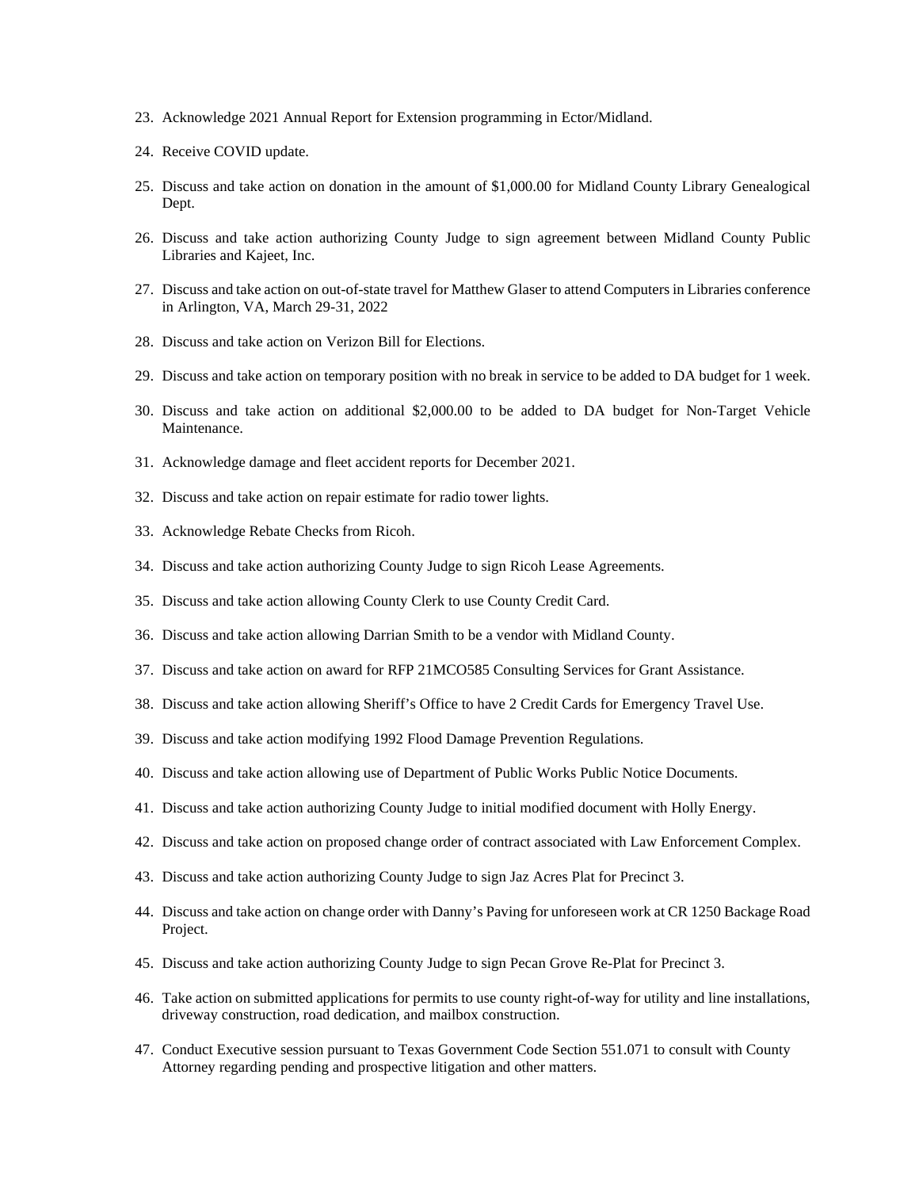23. Acknowledge 2021 Annual Report for Extension programming in Ector/Midland.

24. Receive COVID update.

25. Discuss and take action on donation in the amount of $1,000.00 for Midland County Library Genealogical Dept.

26. Discuss and take action authorizing County Judge to sign agreement between Midland County Public Libraries and Kajeet, Inc.

27. Discuss and take action on out-of-state travel for Matthew Glaser to attend Computers in Libraries conference in Arlington, VA, March 29-31, 2022

28. Discuss and take action on Verizon Bill for Elections.

29. Discuss and take action on temporary position with no break in service to be added to DA budget for 1 week.

30. Discuss and take action on additional $2,000.00 to be added to DA budget for Non-Target Vehicle Maintenance.

31. Acknowledge damage and fleet accident reports for December 2021.

32. Discuss and take action on repair estimate for radio tower lights.

33. Acknowledge Rebate Checks from Ricoh.

34. Discuss and take action authorizing County Judge to sign Ricoh Lease Agreements.

35. Discuss and take action allowing County Clerk to use County Credit Card.

36. Discuss and take action allowing Darrian Smith to be a vendor with Midland County.

37. Discuss and take action on award for RFP 21MCO585 Consulting Services for Grant Assistance.

38. Discuss and take action allowing Sheriff's Office to have 2 Credit Cards for Emergency Travel Use.

39. Discuss and take action modifying 1992 Flood Damage Prevention Regulations.

40. Discuss and take action allowing use of Department of Public Works Public Notice Documents.

41. Discuss and take action authorizing County Judge to initial modified document with Holly Energy.

42. Discuss and take action on proposed change order of contract associated with Law Enforcement Complex.

43. Discuss and take action authorizing County Judge to sign Jaz Acres Plat for Precinct 3.

44. Discuss and take action on change order with Danny's Paving for unforeseen work at CR 1250 Backage Road Project.

45. Discuss and take action authorizing County Judge to sign Pecan Grove Re-Plat for Precinct 3.

46. Take action on submitted applications for permits to use county right-of-way for utility and line installations, driveway construction, road dedication, and mailbox construction.

47. Conduct Executive session pursuant to Texas Government Code Section 551.071 to consult with County Attorney regarding pending and prospective litigation and other matters.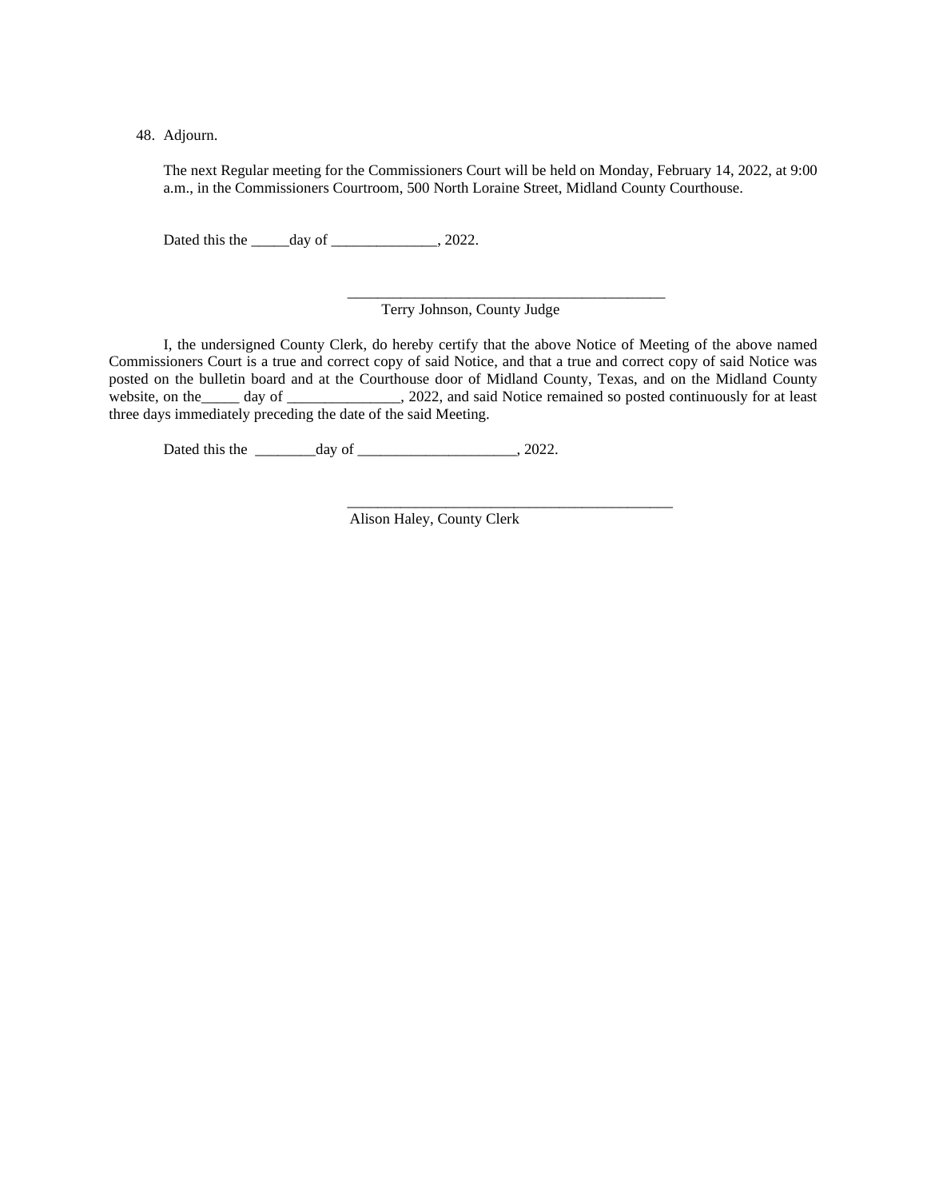48. Adjourn.

    The next Regular meeting for the Commissioners Court will be held on Monday, February 14, 2022, at 9:00 a.m., in the Commissioners Courtroom, 500 North Loraine Street, Midland County Courthouse.

    Dated this the _____day of ______________, 2022.

\_\_\_\_\_\_\_\_\_\_\_\_\_\_\_\_\_\_\_\_\_\_\_\_\_\_\_\_\_\_\_\_\_\_\_\_\_\_\_\_\_\_\_\_

Terry Johnson, County Judge

I, the undersigned County Clerk, do hereby certify that the above Notice of Meeting of the above named Commissioners Court is a true and correct copy of said Notice, and that a true and correct copy of said Notice was posted on the bulletin board and at the Courthouse door of Midland County, Texas, and on the Midland County website, on the_____ day of _______________, 2022, and said Notice remained so posted continuously for at least three days immediately preceding the date of the said Meeting.

Dated this the ________day of _____________________, 2022.

\_\_\_\_\_\_\_\_\_\_\_\_\_\_\_\_\_\_\_\_\_\_\_\_\_\_\_\_\_\_\_\_\_\_\_\_\_\_\_\_\_\_\_\_

Alison Haley, County Clerk